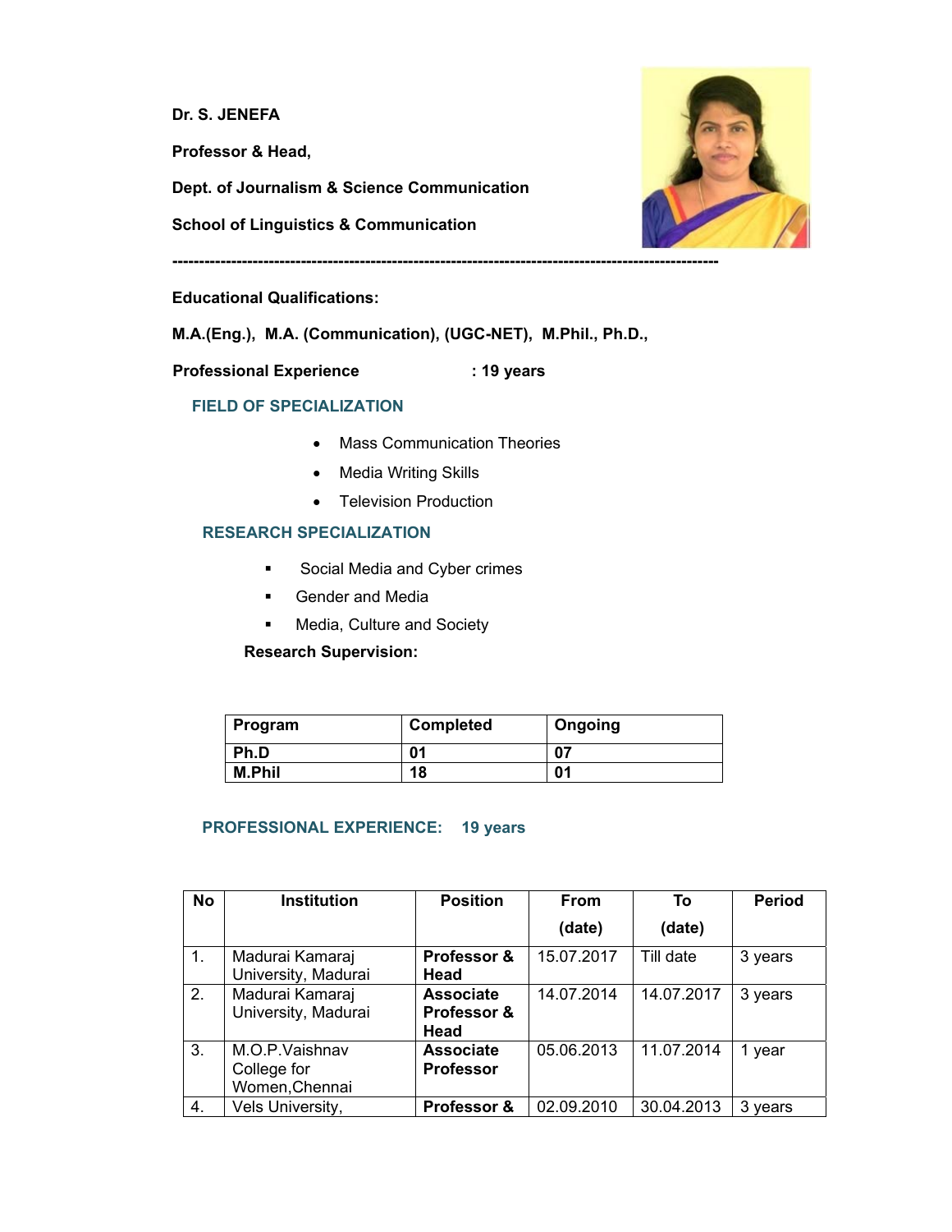**Dr. S. JENEFA**

**Professor & Head,**

**Dept. of Journalism & Science Communication**

**School of Linguistics & Communication**

---

**Educational Qualifications:**

**M.A.(Eng.), M.A. (Communication), (UGC-NET), M.Phil., Ph.D.,**

**Professional Experience : 19 years**

## FIELD OF SPECIALIZATION

- Mass Communication Theories
- Media Writing Skills
- Television Production

## RESEARCH SPECIALIZATION

- Social Media and Cyber crimes
- Gender and Media
- Media, Culture and Society

**Research Supervision:**

| Program | Completed | Ongoing |
|---|---|---|
| **Ph.D** | **01** | **07** |
| **M.Phil** | **18** | **01** |

## PROFESSIONAL EXPERIENCE: 19 years

| No | Institution | Position | From (date) | To (date) | Period |
|---|---|---|---|---|---|
| 1. | Madurai Kamaraj University, Madurai | **Professor & Head** | 15.07.2017 | Till date | 3 years |
| 2. | Madurai Kamaraj University, Madurai | **Associate Professor & Head** | 14.07.2014 | 14.07.2017 | 3 years |
| 3. | M.O.P.Vaishnav College for Women,Chennai | **Associate Professor** | 05.06.2013 | 11.07.2014 | 1 year |
| 4. | Vels University, | **Professor &** | 02.09.2010 | 30.04.2013 | 3 years |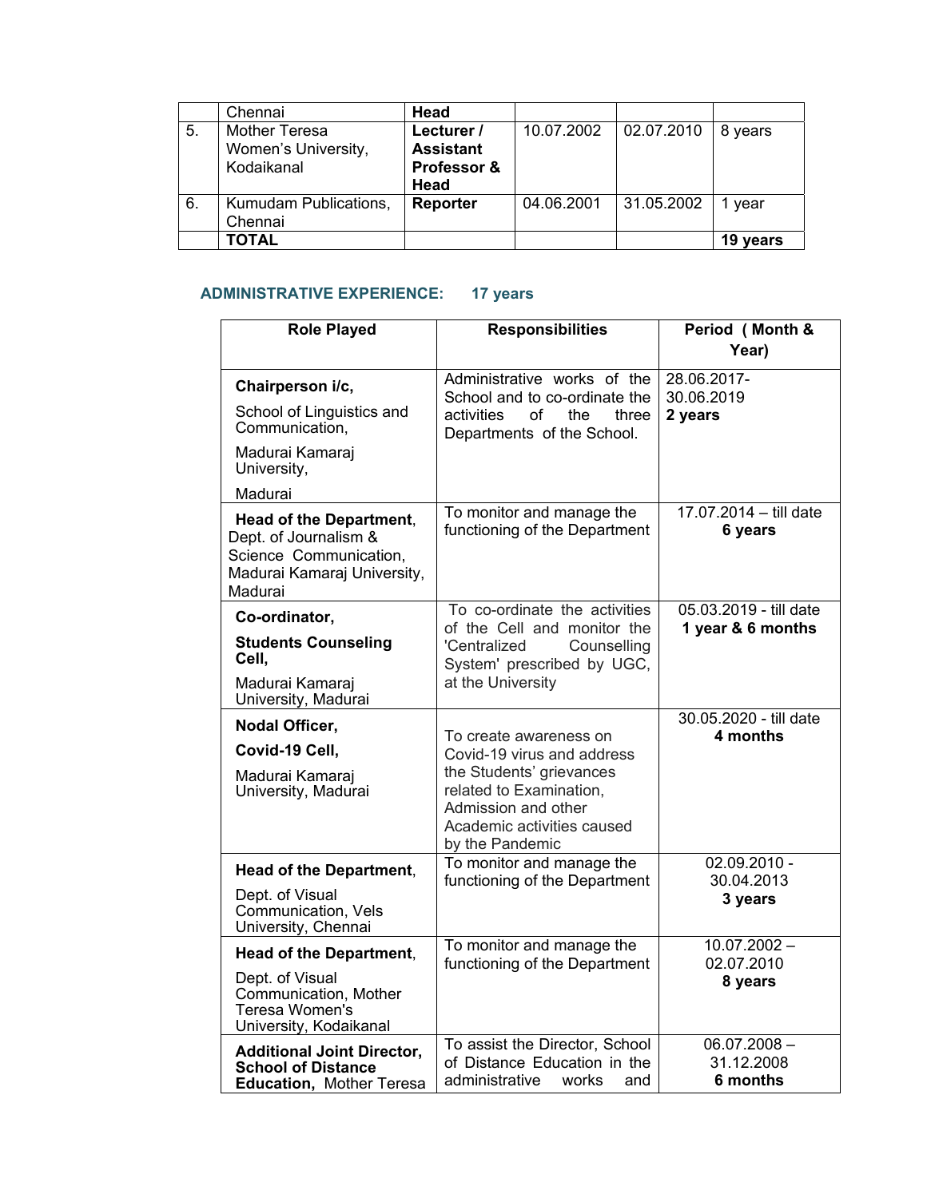|  | Chennai | **Head** |  |  |  |
|---|---|---|---|---|---|
| 5. | Mother Teresa Women's University, Kodaikanal | **Lecturer / Assistant Professor & Head** | 10.07.2002 | 02.07.2010 | 8 years |
| 6. | Kumudam Publications, Chennai | **Reporter** | 04.06.2001 | 31.05.2002 | 1 year |
|  | **TOTAL** |  |  |  | **19 years** |

**ADMINISTRATIVE EXPERIENCE: 17 years**

| Role Played | Responsibilities | Period ( Month & Year) |
|---|---|---|
| **Chairperson i/c,** School of Linguistics and Communication, Madurai Kamaraj University, Madurai | Administrative works of the School and to co-ordinate the activities of the three Departments of the School. | 28.06.2017-30.06.2019 **2 years** |
| **Head of the Department**, Dept. of Journalism & Science Communication, Madurai Kamaraj University, Madurai | To monitor and manage the functioning of the Department | 17.07.2014 – till date **6 years** |
| **Co-ordinator, Students Counseling Cell,** Madurai Kamaraj University, Madurai | To co-ordinate the activities of the Cell and monitor the 'Centralized Counselling System' prescribed by UGC, at the University | 05.03.2019 - till date **1 year & 6 months** |
| **Nodal Officer, Covid-19 Cell,** Madurai Kamaraj University, Madurai | To create awareness on Covid-19 virus and address the Students' grievances related to Examination, Admission and other Academic activities caused by the Pandemic | 30.05.2020 - till date **4 months** |
| **Head of the Department**, Dept. of Visual Communication, Vels University, Chennai | To monitor and manage the functioning of the Department | 02.09.2010 - 30.04.2013 **3 years** |
| **Head of the Department**, Dept. of Visual Communication, Mother Teresa Women's University, Kodaikanal | To monitor and manage the functioning of the Department | 10.07.2002 – 02.07.2010 **8 years** |
| **Additional Joint Director, School of Distance Education,** Mother Teresa | To assist the Director, School of Distance Education in the administrative works and | 06.07.2008 – 31.12.2008 **6 months** |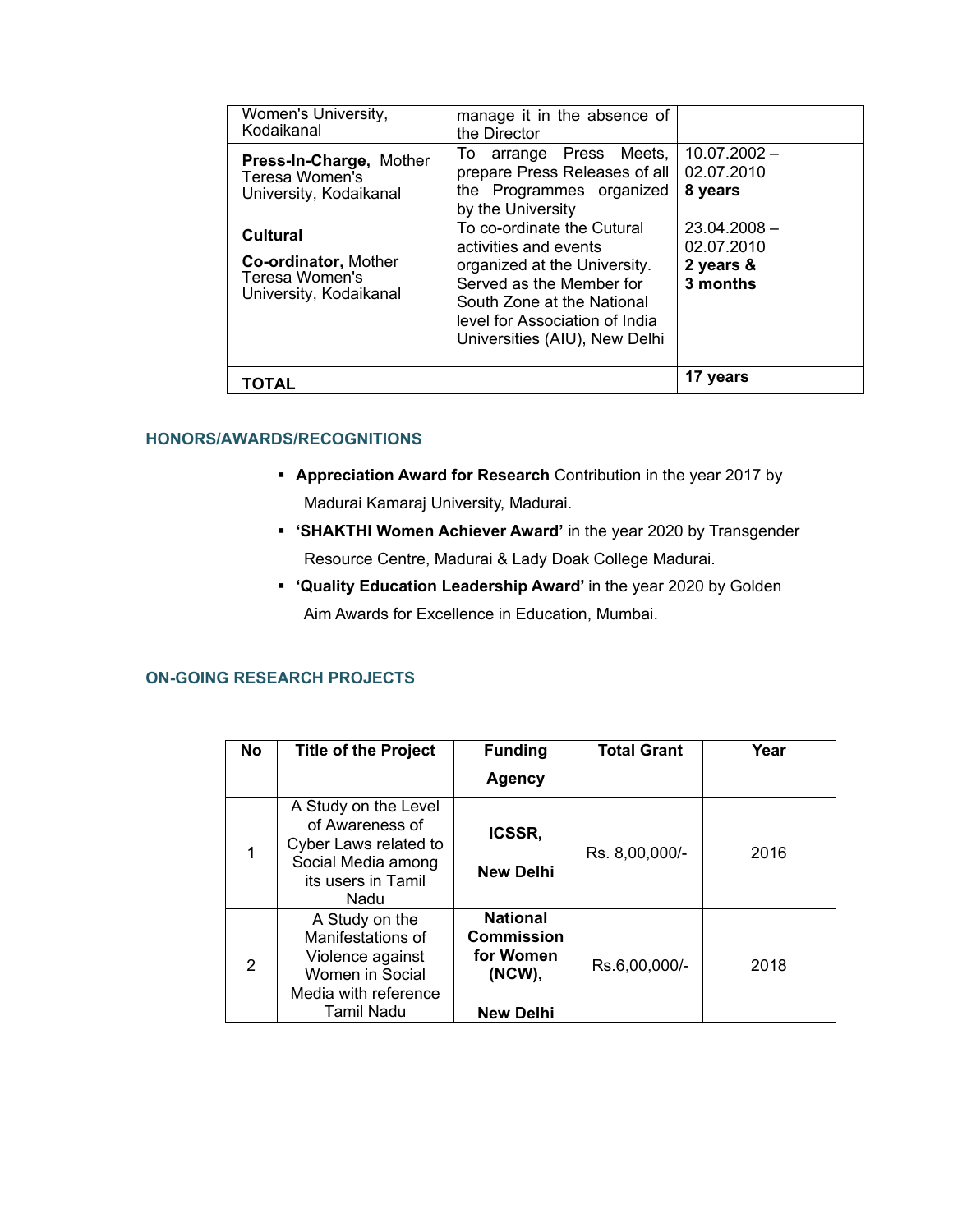| | | |
|---|---|---|
| Women's University, Kodaikanal | manage it in the absence of the Director | |
| **Press-In-Charge,** Mother Teresa Women's University, Kodaikanal | To arrange Press Meets, prepare Press Releases of all the Programmes organized by the University | 10.07.2002 – 02.07.2010 **8 years** |
| **Cultural Co-ordinator,** Mother Teresa Women's University, Kodaikanal | To co-ordinate the Cutural activities and events organized at the University. Served as the Member for South Zone at the National level for Association of India Universities (AIU), New Delhi | 23.04.2008 – 02.07.2010 **2 years & 3 months** |
| **TOTAL** | | **17 years** |

## HONORS/AWARDS/RECOGNITIONS

- **Appreciation Award for Research** Contribution in the year 2017 by Madurai Kamaraj University, Madurai.
- **'SHAKTHI Women Achiever Award'** in the year 2020 by Transgender Resource Centre, Madurai & Lady Doak College Madurai.
- **'Quality Education Leadership Award'** in the year 2020 by Golden Aim Awards for Excellence in Education, Mumbai.

## ON-GOING RESEARCH PROJECTS

| No | Title of the Project | Funding Agency | Total Grant | Year |
|---|---|---|---|---|
| 1 | A Study on the Level of Awareness of Cyber Laws related to Social Media among its users in Tamil Nadu | **ICSSR, New Delhi** | Rs. 8,00,000/- | 2016 |
| 2 | A Study on the Manifestations of Violence against Women in Social Media with reference Tamil Nadu | **National Commission for Women (NCW), New Delhi** | Rs.6,00,000/- | 2018 |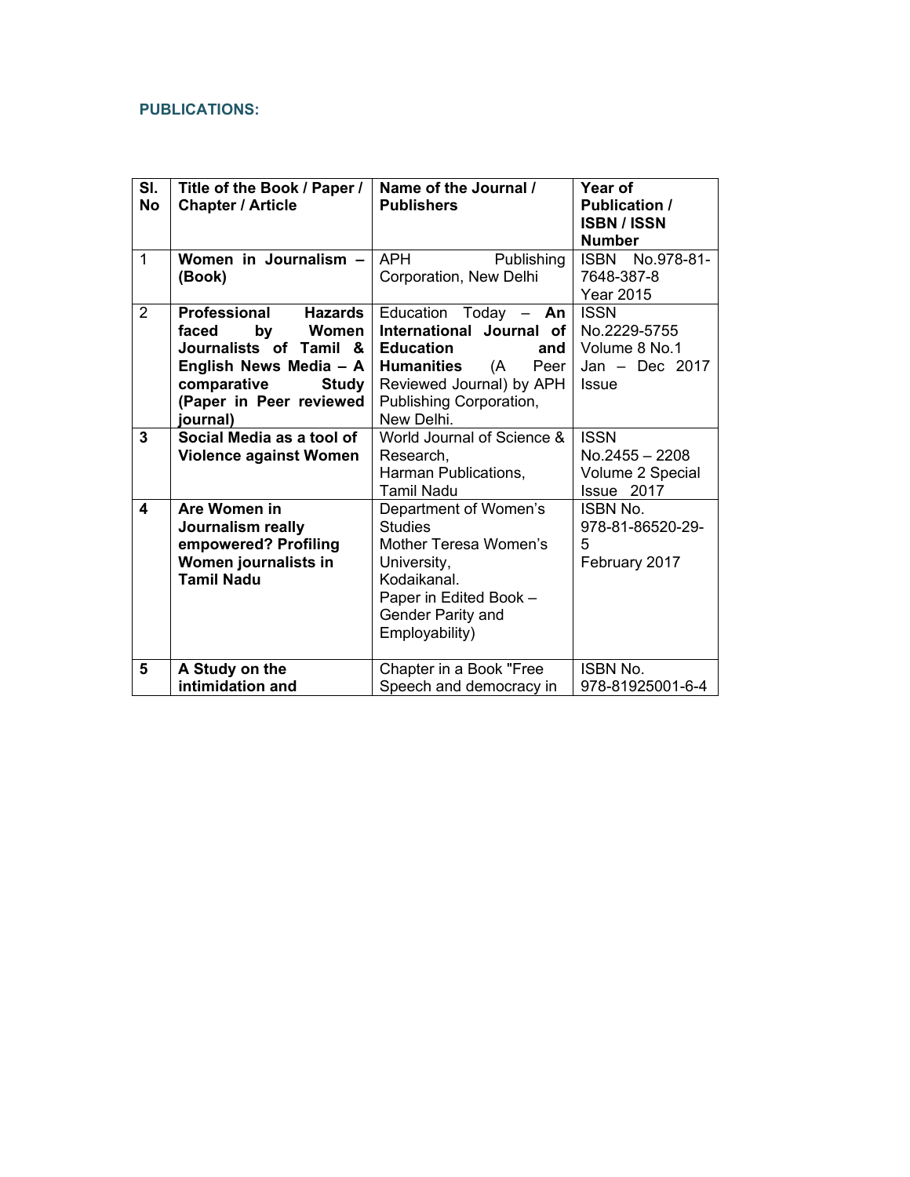**PUBLICATIONS:**

| Sl. No | Title of the Book / Paper / Chapter / Article | Name of the Journal / Publishers | Year of Publication / ISBN / ISSN Number |
|---|---|---|---|
| 1 | **Women in Journalism – (Book)** | APH Publishing Corporation, New Delhi | ISBN No.978-81-7648-387-8 Year 2015 |
| 2 | **Professional Hazards faced by Women Journalists of Tamil & English News Media – A comparative Study (Paper in Peer reviewed journal)** | Education Today – **An International Journal of Education and Humanities** (A Peer Reviewed Journal) by APH Publishing Corporation, New Delhi. | ISSN No.2229-5755 Volume 8 No.1 Jan – Dec 2017 Issue |
| **3** | **Social Media as a tool of Violence against Women** | World Journal of Science & Research, Harman Publications, Tamil Nadu | ISSN No.2455 – 2208 Volume 2 Special Issue 2017 |
| **4** | **Are Women in Journalism really empowered? Profiling Women journalists in Tamil Nadu** | Department of Women's Studies Mother Teresa Women's University, Kodaikanal. Paper in Edited Book – Gender Parity and Employability) | ISBN No. 978-81-86520-29-5 February 2017 |
| **5** | **A Study on the intimidation and** | Chapter in a Book "Free Speech and democracy in | ISBN No. 978-81925001-6-4 |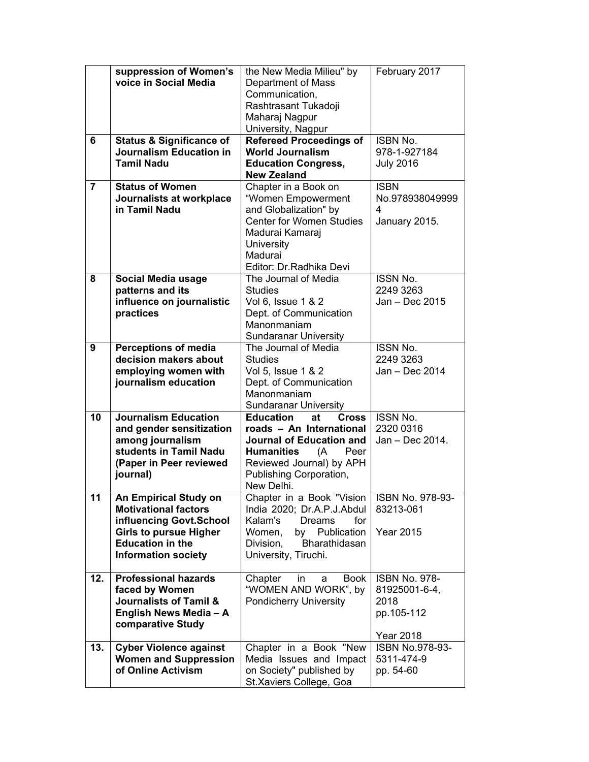| | | | |
|---|---|---|---|
| | **suppression of Women's voice in Social Media** | the New Media Milieu" by Department of Mass Communication, Rashtrasant Tukadoji Maharaj Nagpur University, Nagpur | February 2017 |
| 6 | **Status & Significance of Journalism Education in Tamil Nadu** | **Refereed Proceedings of World Journalism Education Congress, New Zealand** | ISBN No. 978-1-927184 July 2016 |
| 7 | **Status of Women Journalists at workplace in Tamil Nadu** | Chapter in a Book on "Women Empowerment and Globalization" by Center for Women Studies Madurai Kamaraj University Madurai Editor: Dr.Radhika Devi | ISBN No.978938049999 4 January 2015. |
| 8 | **Social Media usage patterns and its influence on journalistic practices** | The Journal of Media Studies Vol 6, Issue 1 & 2 Dept. of Communication Manonmaniam Sundaranar University | ISSN No. 2249 3263 Jan – Dec 2015 |
| 9 | **Perceptions of media decision makers about employing women with journalism education** | The Journal of Media Studies Vol 5, Issue 1 & 2 Dept. of Communication Manonmaniam Sundaranar University | ISSN No. 2249 3263 Jan – Dec 2014 |
| 10 | **Journalism Education and gender sensitization among journalism students in Tamil Nadu (Paper in Peer reviewed journal)** | **Education at Cross roads – An International Journal of Education and Humanities** (A Peer Reviewed Journal) by APH Publishing Corporation, New Delhi. | ISSN No. 2320 0316 Jan – Dec 2014. |
| 11 | **An Empirical Study on Motivational factors influencing Govt.School Girls to pursue Higher Education in the Information society** | Chapter in a Book "Vision India 2020; Dr.A.P.J.Abdul Kalam's Dreams for Women, by Publication Division, Bharathidasan University, Tiruchi. | ISBN No. 978-93-83213-061 Year 2015 |
| 12. | **Professional hazards faced by Women Journalists of Tamil & English News Media – A comparative Study** | Chapter in a Book "WOMEN AND WORK", by Pondicherry University | ISBN No. 978-81925001-6-4, 2018 pp.105-112 Year 2018 |
| 13. | **Cyber Violence against Women and Suppression of Online Activism** | Chapter in a Book "New Media Issues and Impact on Society" published by St.Xaviers College, Goa | ISBN No.978-93-5311-474-9 pp. 54-60 |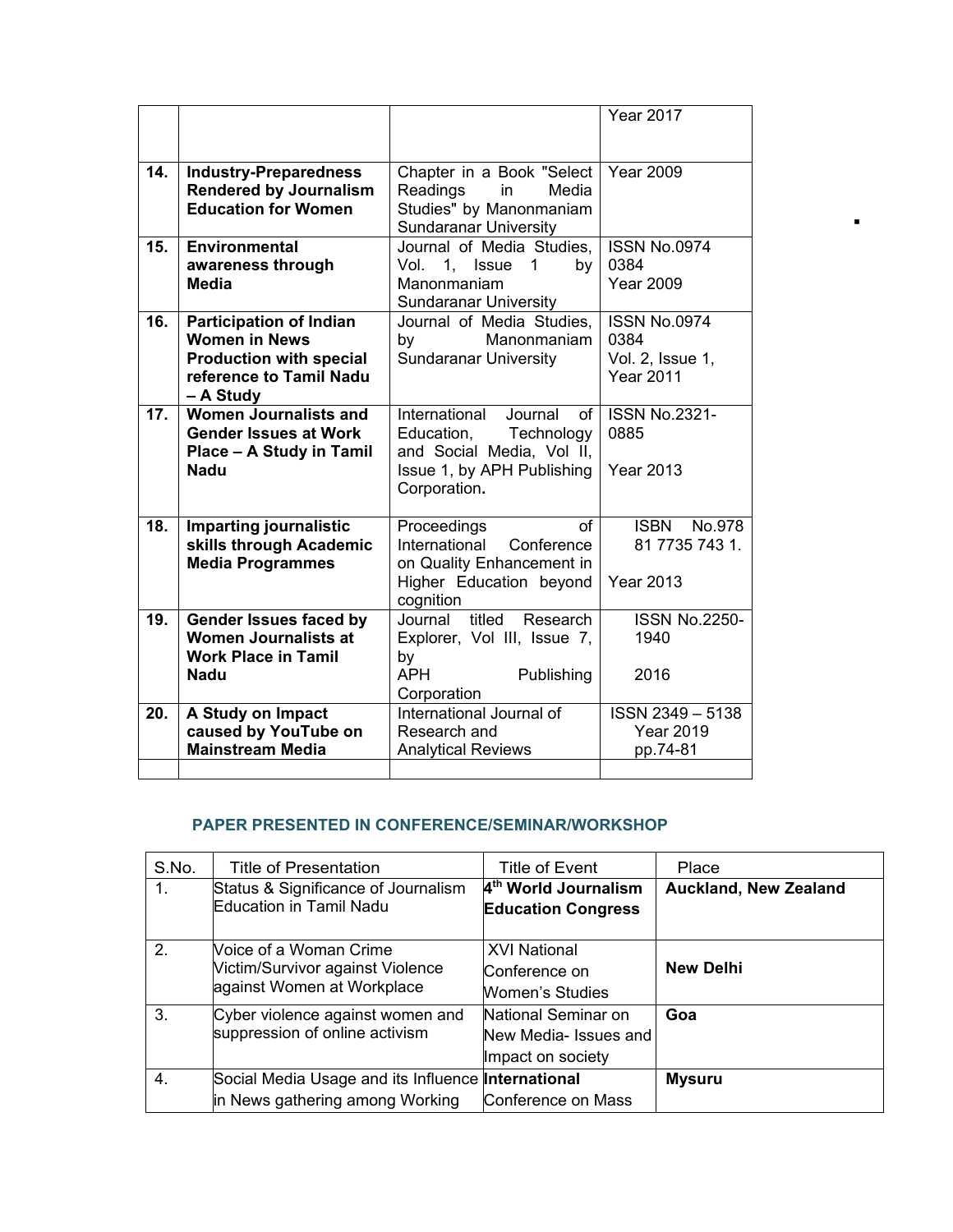| | | | Year 2017 |
|---|---|---|---|
| 14. | **Industry-Preparedness Rendered by Journalism Education for Women** | Chapter in a Book "Select Readings in Media Studies" by Manonmaniam Sundaranar University | Year 2009 |
| 15. | **Environmental awareness through Media** | Journal of Media Studies, Vol. 1, Issue 1 by Manonmaniam Sundaranar University | ISSN No.0974 0384 Year 2009 |
| 16. | **Participation of Indian Women in News Production with special reference to Tamil Nadu – A Study** | Journal of Media Studies, by Manonmaniam Sundaranar University | ISSN No.0974 0384 Vol. 2, Issue 1, Year 2011 |
| 17. | **Women Journalists and Gender Issues at Work Place – A Study in Tamil Nadu** | International Journal of Education, Technology and Social Media, Vol II, Issue 1, by APH Publishing Corporation**.** | ISSN No.2321-0885 Year 2013 |
| 18. | **Imparting journalistic skills through Academic Media Programmes** | Proceedings of International Conference on Quality Enhancement in Higher Education beyond cognition | ISBN No.978 81 7735 743 1. Year 2013 |
| 19. | **Gender Issues faced by Women Journalists at Work Place in Tamil Nadu** | Journal titled Research Explorer, Vol III, Issue 7, by APH Publishing Corporation | ISSN No.2250-1940 2016 |
| 20. | **A Study on Impact caused by YouTube on Mainstream Media** | International Journal of Research and Analytical Reviews | ISSN 2349 – 5138 Year 2019 pp.74-81 |
| | | | |

## PAPER PRESENTED IN CONFERENCE/SEMINAR/WORKSHOP

| S.No. | Title of Presentation | Title of Event | Place |
|---|---|---|---|
| 1. | Status & Significance of Journalism Education in Tamil Nadu | **4th World Journalism Education Congress** | **Auckland, New Zealand** |
| 2. | Voice of a Woman Crime Victim/Survivor against Violence against Women at Workplace | XVI National Conference on Women's Studies | **New Delhi** |
| 3. | Cyber violence against women and suppression of online activism | National Seminar on New Media- Issues and Impact on society | **Goa** |
| 4. | Social Media Usage and its Influence in News gathering among Working | **International** Conference on Mass | **Mysuru** |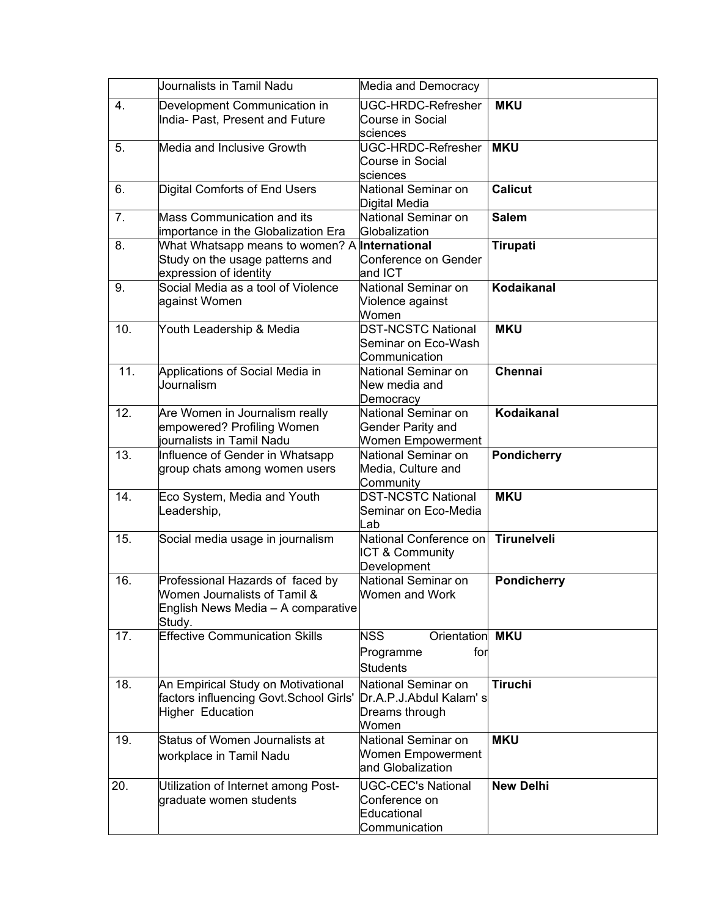|  | Journalists in Tamil Nadu | Media and Democracy |  |
|---|---|---|---|
| 4. | Development Communication in India- Past, Present and Future | UGC-HRDC-Refresher Course in Social sciences | **MKU** |
| 5. | Media and Inclusive Growth | UGC-HRDC-Refresher Course in Social sciences | **MKU** |
| 6. | Digital Comforts of End Users | National Seminar on Digital Media | **Calicut** |
| 7. | Mass Communication and its importance in the Globalization Era | National Seminar on Globalization | **Salem** |
| 8. | What Whatsapp means to women? A Study on the usage patterns and expression of identity | **International** Conference on Gender and ICT | **Tirupati** |
| 9. | Social Media as a tool of Violence against Women | National Seminar on Violence against Women | **Kodaikanal** |
| 10. | Youth Leadership & Media | DST-NCSTC National Seminar on Eco-Wash Communication | **MKU** |
| 11. | Applications of Social Media in Journalism | National Seminar on New media and Democracy | **Chennai** |
| 12. | Are Women in Journalism really empowered? Profiling Women journalists in Tamil Nadu | National Seminar on Gender Parity and Women Empowerment | **Kodaikanal** |
| 13. | Influence of Gender in Whatsapp group chats among women users | National Seminar on Media, Culture and Community | **Pondicherry** |
| 14. | Eco System, Media and Youth Leadership, | DST-NCSTC National Seminar on Eco-Media Lab | **MKU** |
| 15. | Social media usage in journalism | National Conference on ICT & Community Development | **Tirunelveli** |
| 16. | Professional Hazards of faced by Women Journalists of Tamil & English News Media – A comparative Study. | National Seminar on Women and Work | **Pondicherry** |
| 17. | Effective Communication Skills | NSS Orientation Programme for Students | **MKU** |
| 18. | An Empirical Study on Motivational factors influencing Govt.School Girls' Higher Education | National Seminar on Dr.A.P.J.Abdul Kalam' s Dreams through Women | **Tiruchi** |
| 19. | Status of Women Journalists at workplace in Tamil Nadu | National Seminar on Women Empowerment and Globalization | **MKU** |
| 20. | Utilization of Internet among Post-graduate women students | UGC-CEC's National Conference on Educational Communication | **New Delhi** |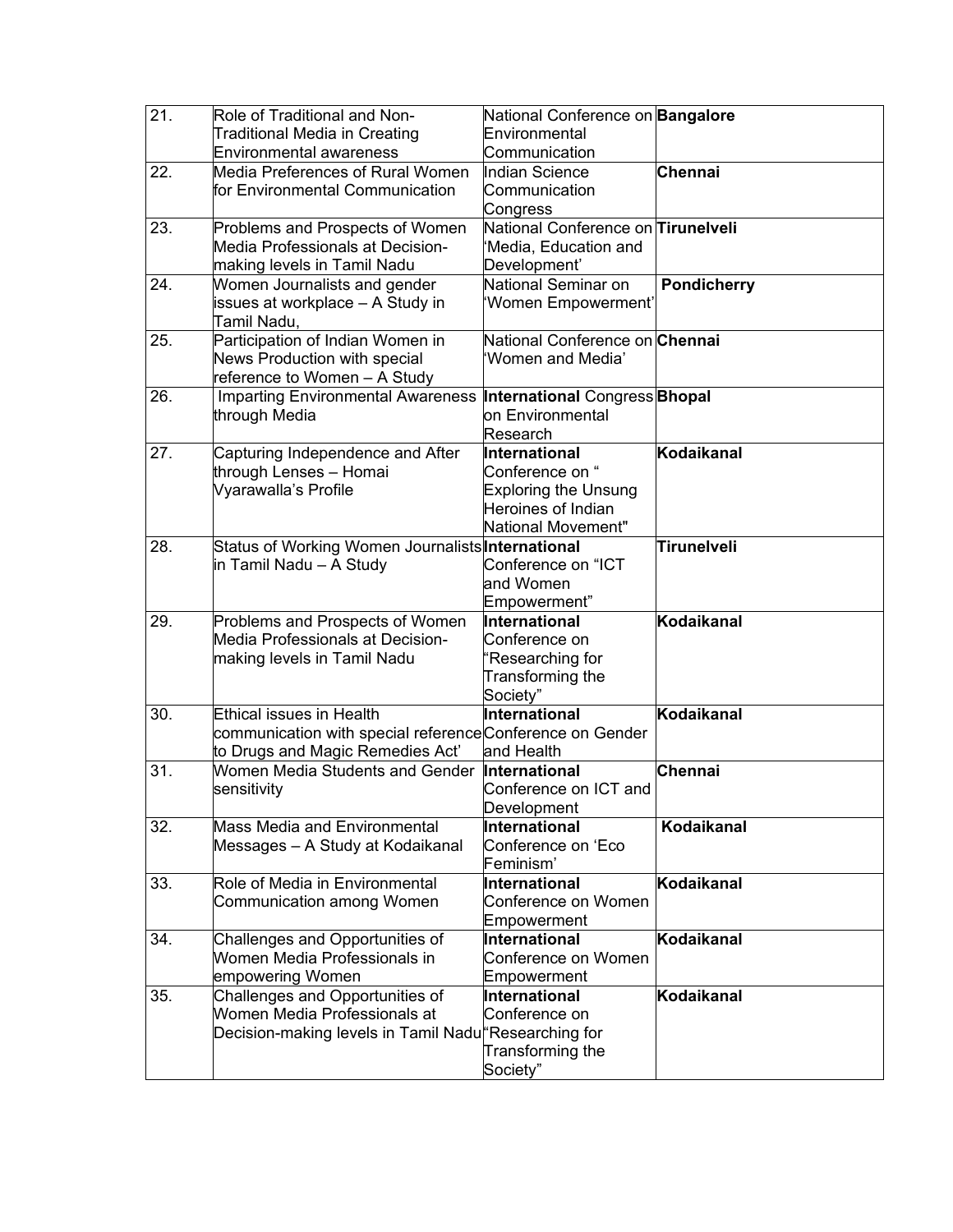| 21. | Role of Traditional and Non-Traditional Media in Creating Environmental awareness | National Conference on Environmental Communication | **Bangalore** |
|---|---|---|---|
| 22. | Media Preferences of Rural Women for Environmental Communication | Indian Science Communication Congress | **Chennai** |
| 23. | Problems and Prospects of Women Media Professionals at Decision-making levels in Tamil Nadu | National Conference on 'Media, Education and Development' | **Tirunelveli** |
| 24. | Women Journalists and gender issues at workplace – A Study in Tamil Nadu, | National Seminar on 'Women Empowerment' | **Pondicherry** |
| 25. | Participation of Indian Women in News Production with special reference to Women – A Study | National Conference on 'Women and Media' | **Chennai** |
| 26. | Imparting Environmental Awareness through Media | **International** Congress on Environmental Research | **Bhopal** |
| 27. | Capturing Independence and After through Lenses – Homai Vyarawalla's Profile | **International** Conference on " Exploring the Unsung Heroines of Indian National Movement" | **Kodaikanal** |
| 28. | Status of Working Women Journalists in Tamil Nadu – A Study | **International** Conference on "ICT and Women Empowerment" | **Tirunelveli** |
| 29. | Problems and Prospects of Women Media Professionals at Decision-making levels in Tamil Nadu | **International** Conference on "Researching for Transforming the Society" | **Kodaikanal** |
| 30. | Ethical issues in Health communication with special reference to Drugs and Magic Remedies Act' | **International** Conference on Gender and Health | **Kodaikanal** |
| 31. | Women Media Students and Gender sensitivity | **International** Conference on ICT and Development | **Chennai** |
| 32. | Mass Media and Environmental Messages – A Study at Kodaikanal | **International** Conference on 'Eco Feminism' | **Kodaikanal** |
| 33. | Role of Media in Environmental Communication among Women | **International** Conference on Women Empowerment | **Kodaikanal** |
| 34. | Challenges and Opportunities of Women Media Professionals in empowering Women | **International** Conference on Women Empowerment | **Kodaikanal** |
| 35. | Challenges and Opportunities of Women Media Professionals at Decision-making levels in Tamil Nadu | **International** Conference on "Researching for Transforming the Society" | **Kodaikanal** |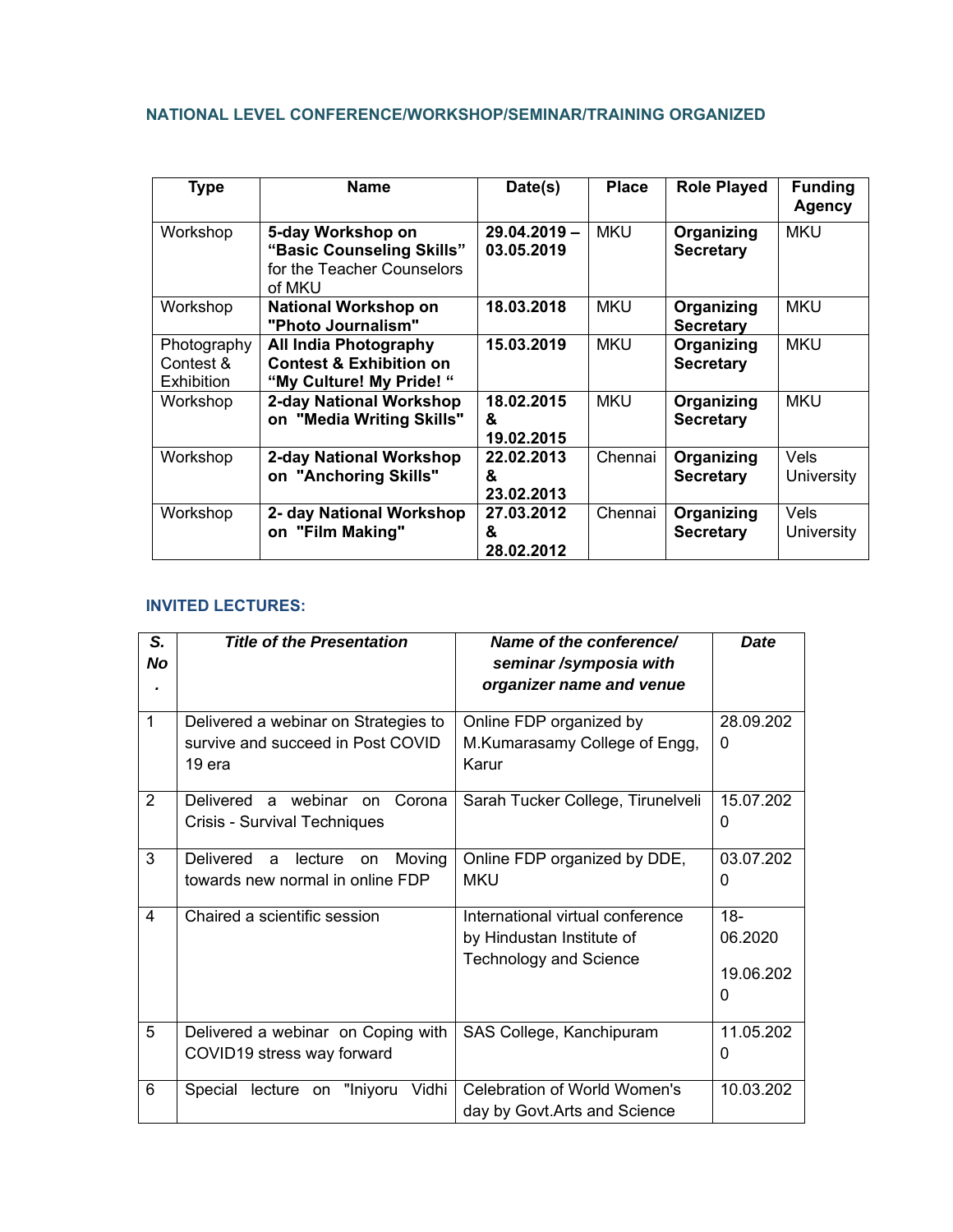### NATIONAL LEVEL CONFERENCE/WORKSHOP/SEMINAR/TRAINING ORGANIZED

| Type | Name | Date(s) | Place | Role Played | Funding Agency |
|---|---|---|---|---|---|
| Workshop | **5-day Workshop on "Basic Counseling Skills"** for the Teacher Counselors of MKU | **29.04.2019 – 03.05.2019** | MKU | **Organizing Secretary** | MKU |
| Workshop | **National Workshop on "Photo Journalism"** | **18.03.2018** | MKU | **Organizing Secretary** | MKU |
| Photography Contest & Exhibition | **All India Photography Contest & Exhibition on "My Culture! My Pride! "** | **15.03.2019** | MKU | **Organizing Secretary** | MKU |
| Workshop | **2-day National Workshop on "Media Writing Skills"** | **18.02.2015 & 19.02.2015** | MKU | **Organizing Secretary** | MKU |
| Workshop | **2-day National Workshop on "Anchoring Skills"** | **22.02.2013 & 23.02.2013** | Chennai | **Organizing Secretary** | Vels University |
| Workshop | **2- day National Workshop on "Film Making"** | **27.03.2012 & 28.02.2012** | Chennai | **Organizing Secretary** | Vels University |

### INVITED LECTURES:

| *S. No.* | *Title of the Presentation* | *Name of the conference/ seminar /symposia with organizer name and venue* | *Date* |
|---|---|---|---|
| 1 | Delivered a webinar on Strategies to survive and succeed in Post COVID 19 era | Online FDP organized by M.Kumarasamy College of Engg, Karur | 28.09.2020 |
| 2 | Delivered a webinar on Corona Crisis - Survival Techniques | Sarah Tucker College, Tirunelveli | 15.07.2020 |
| 3 | Delivered a lecture on Moving towards new normal in online FDP | Online FDP organized by DDE, MKU | 03.07.2020 |
| 4 | Chaired a scientific session | International virtual conference by Hindustan Institute of Technology and Science | 18-06.2020 19.06.2020 |
| 5 | Delivered a webinar on Coping with COVID19 stress way forward | SAS College, Kanchipuram | 11.05.2020 |
| 6 | Special lecture on "Iniyoru Vidhi | Celebration of World Women's day by Govt.Arts and Science | 10.03.202 |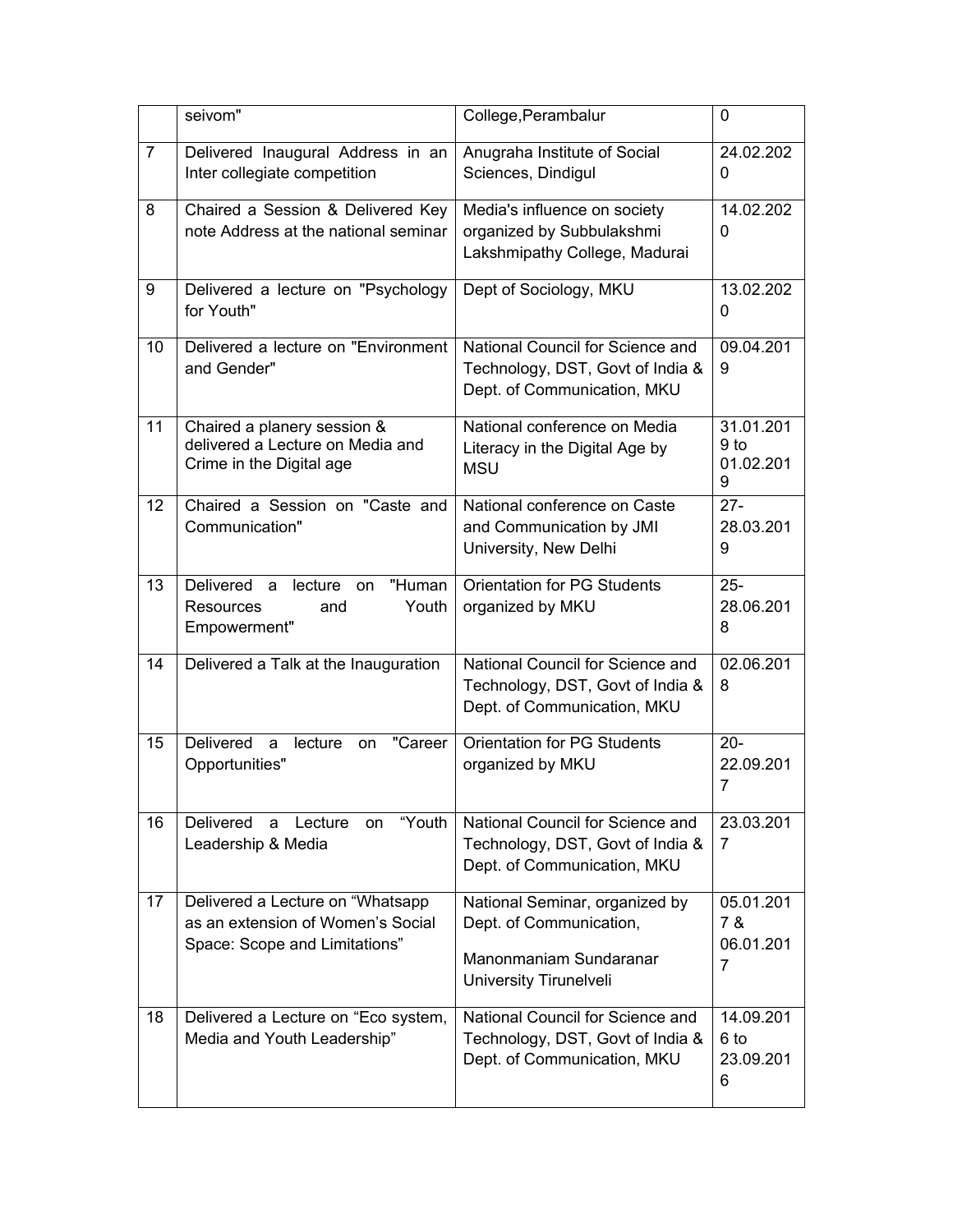|  | seivom" | College,Perambalur | 0 |
|---|---|---|---|
| 7 | Delivered Inaugural Address in an Inter collegiate competition | Anugraha Institute of Social Sciences, Dindigul | 24.02.2020 |
| 8 | Chaired a Session & Delivered Key note Address at the national seminar | Media's influence on society organized by Subbulakshmi Lakshmipathy College, Madurai | 14.02.2020 |
| 9 | Delivered a lecture on "Psychology for Youth" | Dept of Sociology, MKU | 13.02.2020 |
| 10 | Delivered a lecture on "Environment and Gender" | National Council for Science and Technology, DST, Govt of India & Dept. of Communication, MKU | 09.04.2019 |
| 11 | Chaired a planery session & delivered a Lecture on Media and Crime in the Digital age | National conference on Media Literacy in the Digital Age by MSU | 31.01.2019 to 01.02.2019 |
| 12 | Chaired a Session on "Caste and Communication" | National conference on Caste and Communication by JMI University, New Delhi | 27-28.03.2019 |
| 13 | Delivered a lecture on "Human Resources and Youth Empowerment" | Orientation for PG Students organized by MKU | 25-28.06.2018 |
| 14 | Delivered a Talk at the Inauguration | National Council for Science and Technology, DST, Govt of India & Dept. of Communication, MKU | 02.06.2018 |
| 15 | Delivered a lecture on "Career Opportunities" | Orientation for PG Students organized by MKU | 20-22.09.2017 |
| 16 | Delivered a Lecture on "Youth Leadership & Media | National Council for Science and Technology, DST, Govt of India & Dept. of Communication, MKU | 23.03.2017 |
| 17 | Delivered a Lecture on "Whatsapp as an extension of Women's Social Space: Scope and Limitations" | National Seminar, organized by Dept. of Communication, Manonmaniam Sundaranar University Tirunelveli | 05.01.2017 & 06.01.2017 |
| 18 | Delivered a Lecture on "Eco system, Media and Youth Leadership" | National Council for Science and Technology, DST, Govt of India & Dept. of Communication, MKU | 14.09.2016 to 23.09.2016 |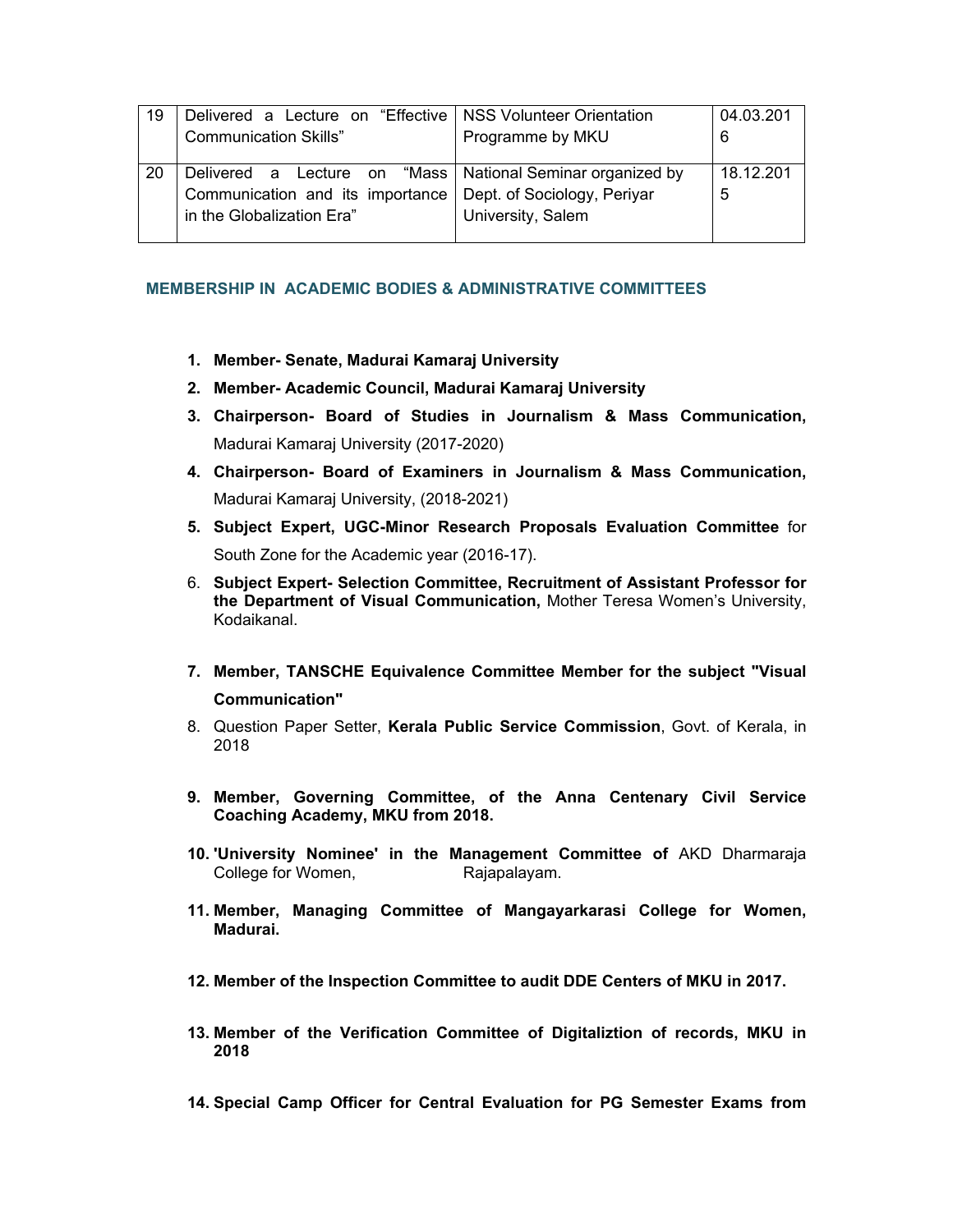| 19 | Delivered a Lecture on "Effective Communication Skills" | NSS Volunteer Orientation Programme by MKU | 04.03.2016 |
|---|---|---|---|
| 20 | Delivered a Lecture on "Mass Communication and its importance in the Globalization Era" | National Seminar organized by Dept. of Sociology, Periyar University, Salem | 18.12.2015 |

## MEMBERSHIP IN ACADEMIC BODIES & ADMINISTRATIVE COMMITTEES

1. **Member- Senate, Madurai Kamaraj University**
2. **Member- Academic Council, Madurai Kamaraj University**
3. **Chairperson- Board of Studies in Journalism & Mass Communication,** Madurai Kamaraj University (2017-2020)
4. **Chairperson- Board of Examiners in Journalism & Mass Communication,** Madurai Kamaraj University, (2018-2021)
5. **Subject Expert, UGC-Minor Research Proposals Evaluation Committee** for South Zone for the Academic year (2016-17).
6. **Subject Expert- Selection Committee, Recruitment of Assistant Professor for the Department of Visual Communication,** Mother Teresa Women's University, Kodaikanal.
7. **Member, TANSCHE Equivalence Committee Member for the subject "Visual Communication"**
8. Question Paper Setter, **Kerala Public Service Commission**, Govt. of Kerala, in 2018
9. **Member, Governing Committee, of the Anna Centenary Civil Service Coaching Academy, MKU from 2018.**
10. **'University Nominee' in the Management Committee of** AKD Dharmaraja College for Women, Rajapalayam.
11. **Member, Managing Committee of Mangayarkarasi College for Women, Madurai.**
12. **Member of the Inspection Committee to audit DDE Centers of MKU in 2017.**
13. **Member of the Verification Committee of Digitaliztion of records, MKU in 2018**
14. **Special Camp Officer for Central Evaluation for PG Semester Exams from**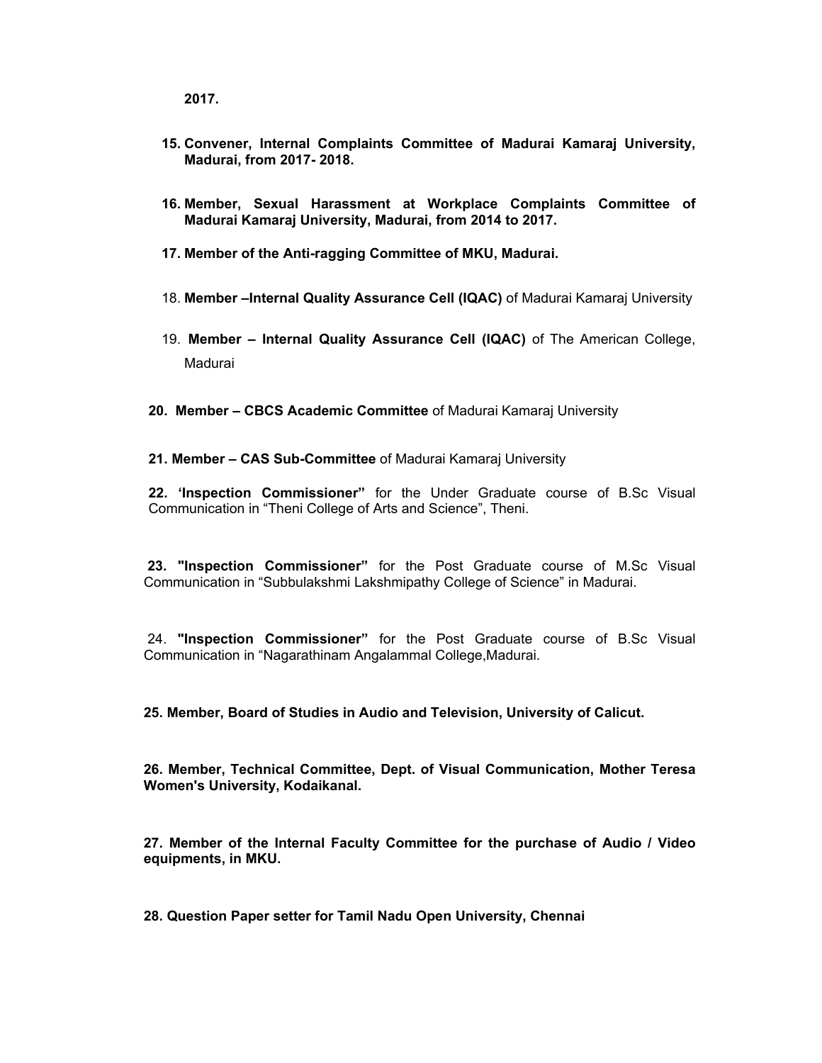**2017.**

15. **Convener, Internal Complaints Committee of Madurai Kamaraj University, Madurai, from 2017- 2018.**

16. **Member, Sexual Harassment at Workplace Complaints Committee of Madurai Kamaraj University, Madurai, from 2014 to 2017.**

17. **Member of the Anti-ragging Committee of MKU, Madurai.**

18. **Member –Internal Quality Assurance Cell (IQAC)** of Madurai Kamaraj University

19. **Member – Internal Quality Assurance Cell (IQAC)** of The American College, Madurai

20. **Member – CBCS Academic Committee** of Madurai Kamaraj University

21. **Member – CAS Sub-Committee** of Madurai Kamaraj University

22. **'Inspection Commissioner"** for the Under Graduate course of B.Sc Visual Communication in "Theni College of Arts and Science", Theni.

23. **"Inspection Commissioner"** for the Post Graduate course of M.Sc Visual Communication in "Subbulakshmi Lakshmipathy College of Science" in Madurai.

24. **"Inspection Commissioner"** for the Post Graduate course of B.Sc Visual Communication in "Nagarathinam Angalammal College,Madurai.

25. **Member, Board of Studies in Audio and Television, University of Calicut.**

26. **Member, Technical Committee, Dept. of Visual Communication, Mother Teresa Women's University, Kodaikanal.**

27. **Member of the Internal Faculty Committee for the purchase of Audio / Video equipments, in MKU.**

28. **Question Paper setter for Tamil Nadu Open University, Chennai**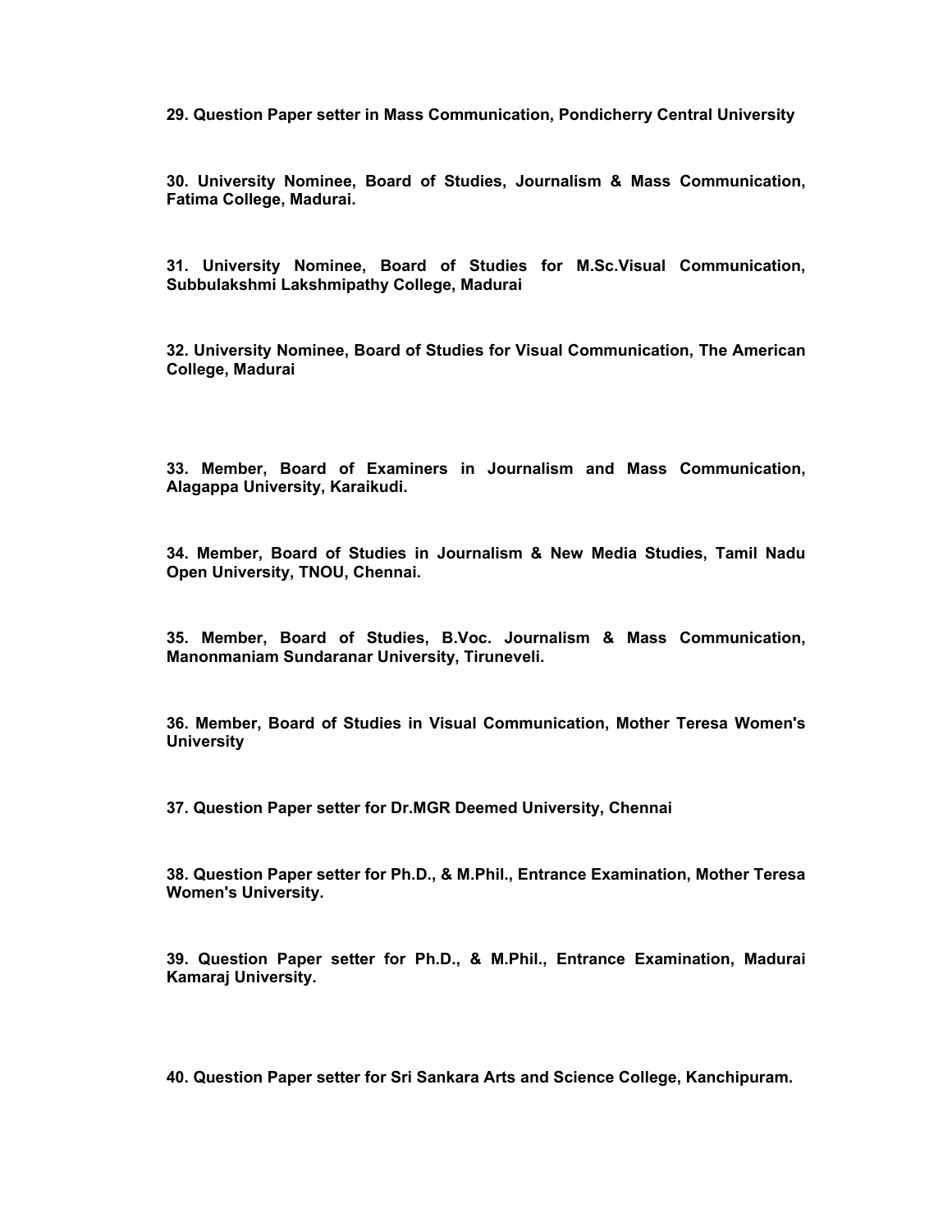**29. Question Paper setter in Mass Communication, Pondicherry Central University**

**30. University Nominee, Board of Studies, Journalism & Mass Communication, Fatima College, Madurai.**

**31. University Nominee, Board of Studies for M.Sc.Visual Communication, Subbulakshmi Lakshmipathy College, Madurai**

**32. University Nominee, Board of Studies for Visual Communication, The American College, Madurai**

**33. Member, Board of Examiners in Journalism and Mass Communication, Alagappa University, Karaikudi.**

**34. Member, Board of Studies in Journalism & New Media Studies, Tamil Nadu Open University, TNOU, Chennai.**

**35. Member, Board of Studies, B.Voc. Journalism & Mass Communication, Manonmaniam Sundaranar University, Tiruneveli.**

**36. Member, Board of Studies in Visual Communication, Mother Teresa Women's University**

**37. Question Paper setter for Dr.MGR Deemed University, Chennai**

**38. Question Paper setter for Ph.D., & M.Phil., Entrance Examination, Mother Teresa Women's University.**

**39. Question Paper setter for Ph.D., & M.Phil., Entrance Examination, Madurai Kamaraj University.**

**40. Question Paper setter for Sri Sankara Arts and Science College, Kanchipuram.**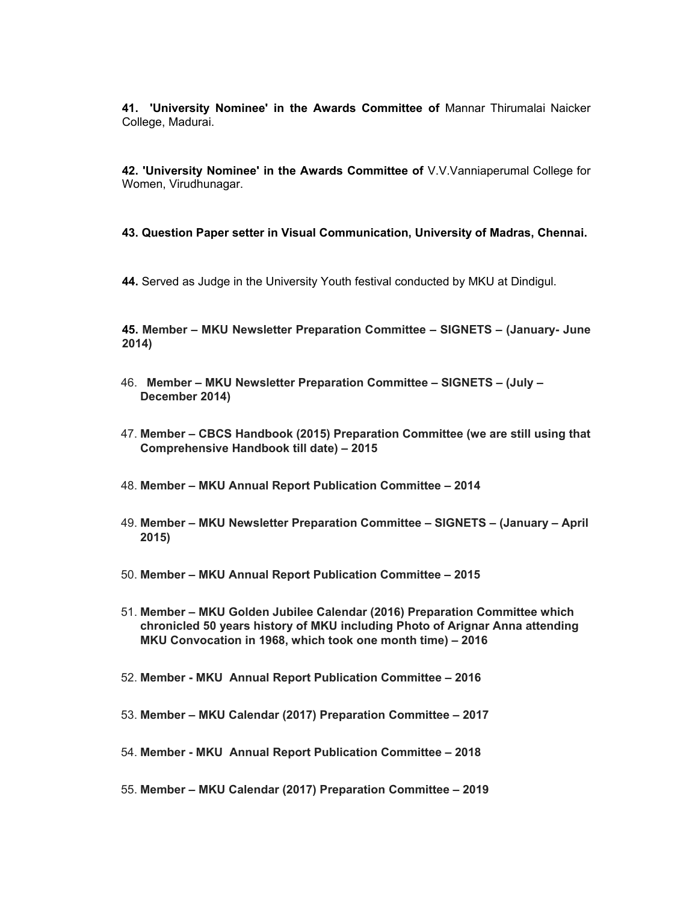**41. 'University Nominee' in the Awards Committee of** Mannar Thirumalai Naicker College, Madurai.

**42. 'University Nominee' in the Awards Committee of** V.V.Vanniaperumal College for Women, Virudhunagar.

**43. Question Paper setter in Visual Communication, University of Madras, Chennai.**

**44.** Served as Judge in the University Youth festival conducted by MKU at Dindigul.

**45. Member – MKU Newsletter Preparation Committee – SIGNETS – (January- June 2014)**

46. **Member – MKU Newsletter Preparation Committee – SIGNETS – (July – December 2014)**

47. **Member – CBCS Handbook (2015) Preparation Committee (we are still using that Comprehensive Handbook till date) – 2015**

48. **Member – MKU Annual Report Publication Committee – 2014**

49. **Member – MKU Newsletter Preparation Committee – SIGNETS – (January – April 2015)**

50. **Member – MKU Annual Report Publication Committee – 2015**

51. **Member – MKU Golden Jubilee Calendar (2016) Preparation Committee which chronicled 50 years history of MKU including Photo of Arignar Anna attending MKU Convocation in 1968, which took one month time) – 2016**

52. **Member - MKU Annual Report Publication Committee – 2016**

53. **Member – MKU Calendar (2017) Preparation Committee – 2017**

54. **Member - MKU Annual Report Publication Committee – 2018**

55. **Member – MKU Calendar (2017) Preparation Committee – 2019**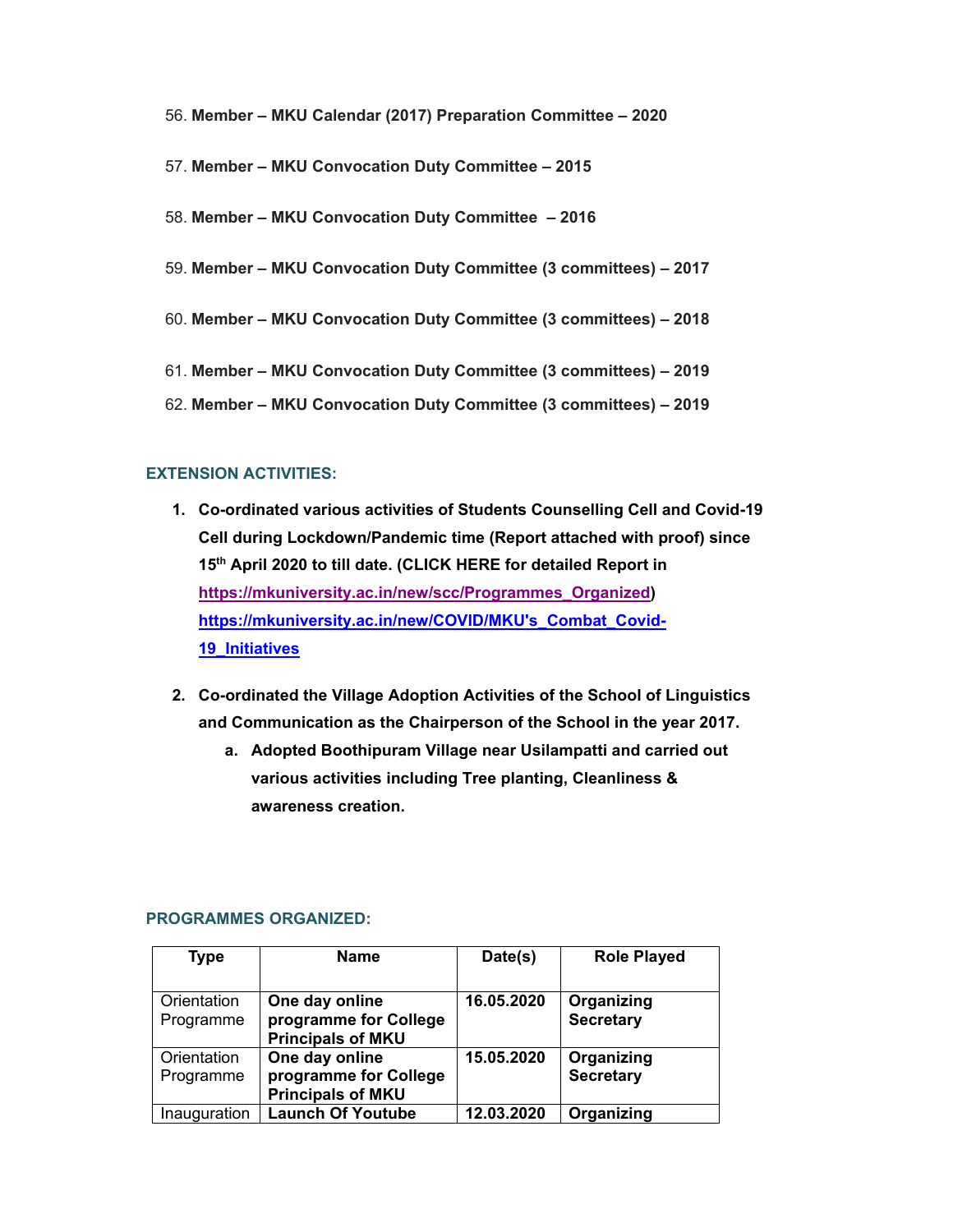56. **Member – MKU Calendar (2017) Preparation Committee – 2020**

57. **Member – MKU Convocation Duty Committee – 2015**

58. **Member – MKU Convocation Duty Committee – 2016**

59. **Member – MKU Convocation Duty Committee (3 committees) – 2017**

60. **Member – MKU Convocation Duty Committee (3 committees) – 2018**

61. **Member – MKU Convocation Duty Committee (3 committees) – 2019**

62. **Member – MKU Convocation Duty Committee (3 committees) – 2019**

## EXTENSION ACTIVITIES:

1. **Co-ordinated various activities of Students Counselling Cell and Covid-19 Cell during Lockdown/Pandemic time (Report attached with proof) since 15th April 2020 to till date. (CLICK HERE for detailed Report in https://mkuniversity.ac.in/new/scc/Programmes_Organized) https://mkuniversity.ac.in/new/COVID/MKU's_Combat_Covid-19_Initiatives**

2. **Co-ordinated the Village Adoption Activities of the School of Linguistics and Communication as the Chairperson of the School in the year 2017.**
   a. **Adopted Boothipuram Village near Usilampatti and carried out various activities including Tree planting, Cleanliness & awareness creation.**

## PROGRAMMES ORGANIZED:

| Type | Name | Date(s) | Role Played |
|---|---|---|---|
| Orientation Programme | **One day online programme for College Principals of MKU** | **16.05.2020** | **Organizing Secretary** |
| Orientation Programme | **One day online programme for College Principals of MKU** | **15.05.2020** | **Organizing Secretary** |
| Inauguration | **Launch Of Youtube** | **12.03.2020** | **Organizing** |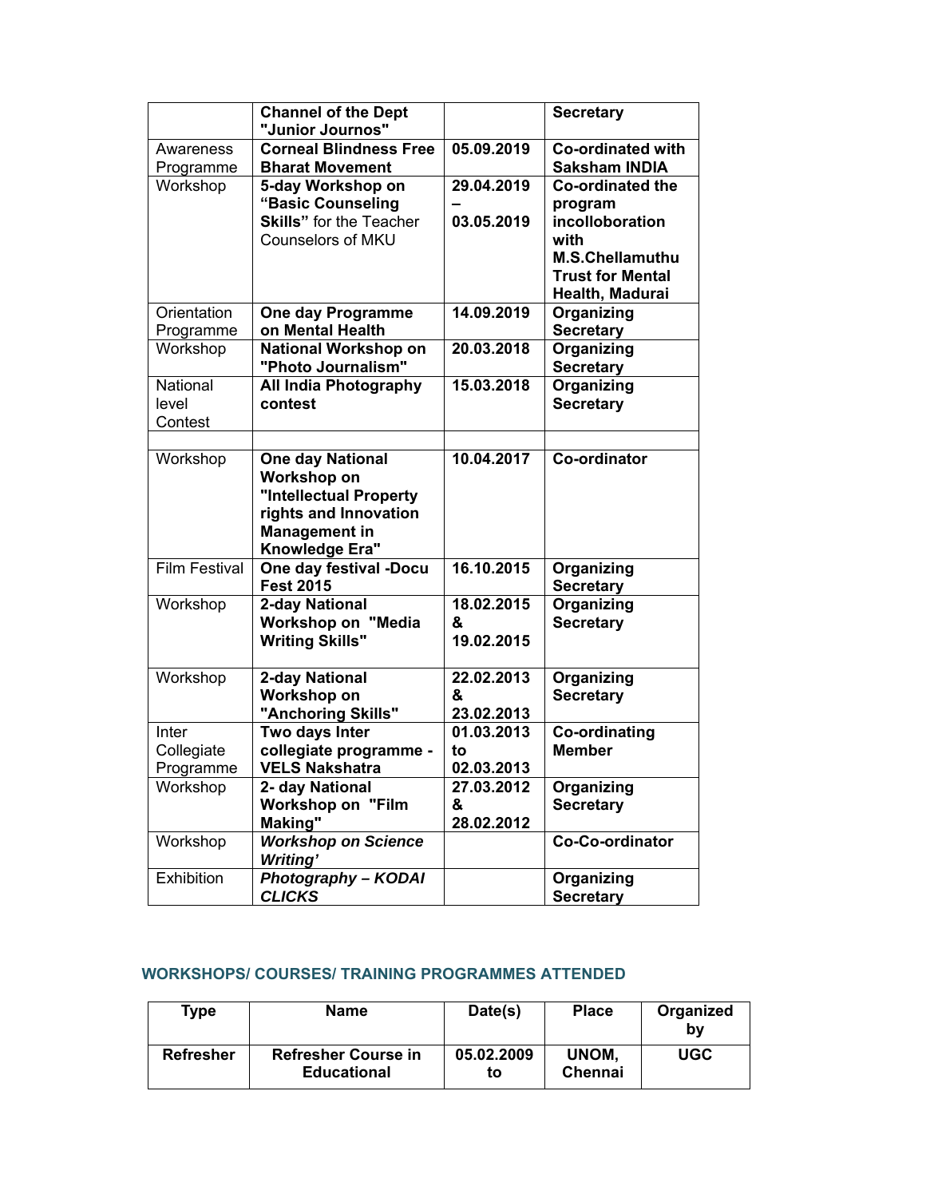| | **Channel of the Dept "Junior Journos"** | | **Secretary** |
|---|---|---|---|
| Awareness Programme | **Corneal Blindness Free Bharat Movement** | **05.09.2019** | **Co-ordinated with Saksham INDIA** |
| Workshop | **5-day Workshop on "Basic Counseling Skills"** for the Teacher Counselors of MKU | **29.04.2019 – 03.05.2019** | **Co-ordinated the program incolloboration with M.S.Chellamuthu Trust for Mental Health, Madurai** |
| Orientation Programme | **One day Programme on Mental Health** | **14.09.2019** | **Organizing Secretary** |
| Workshop | **National Workshop on "Photo Journalism"** | **20.03.2018** | **Organizing Secretary** |
| National level Contest | **All India Photography contest** | **15.03.2018** | **Organizing Secretary** |
| | | | |
| Workshop | **One day National Workshop on "Intellectual Property rights and Innovation Management in Knowledge Era"** | **10.04.2017** | **Co-ordinator** |
| Film Festival | **One day festival -Docu Fest 2015** | **16.10.2015** | **Organizing Secretary** |
| Workshop | **2-day National Workshop on "Media Writing Skills"** | **18.02.2015 & 19.02.2015** | **Organizing Secretary** |
| Workshop | **2-day National Workshop on "Anchoring Skills"** | **22.02.2013 & 23.02.2013** | **Organizing Secretary** |
| Inter Collegiate Programme | **Two days Inter collegiate programme - VELS Nakshatra** | **01.03.2013 to 02.03.2013** | **Co-ordinating Member** |
| Workshop | **2- day National Workshop on "Film Making"** | **27.03.2012 & 28.02.2012** | **Organizing Secretary** |
| Workshop | ***Workshop on Science Writing'*** | | **Co-Co-ordinator** |
| Exhibition | ***Photography – KODAI CLICKS*** | | **Organizing Secretary** |

## WORKSHOPS/ COURSES/ TRAINING PROGRAMMES ATTENDED

| Type | Name | Date(s) | Place | Organized by |
|---|---|---|---|---|
| **Refresher** | **Refresher Course in Educational** | **05.02.2009 to** | **UNOM, Chennai** | **UGC** |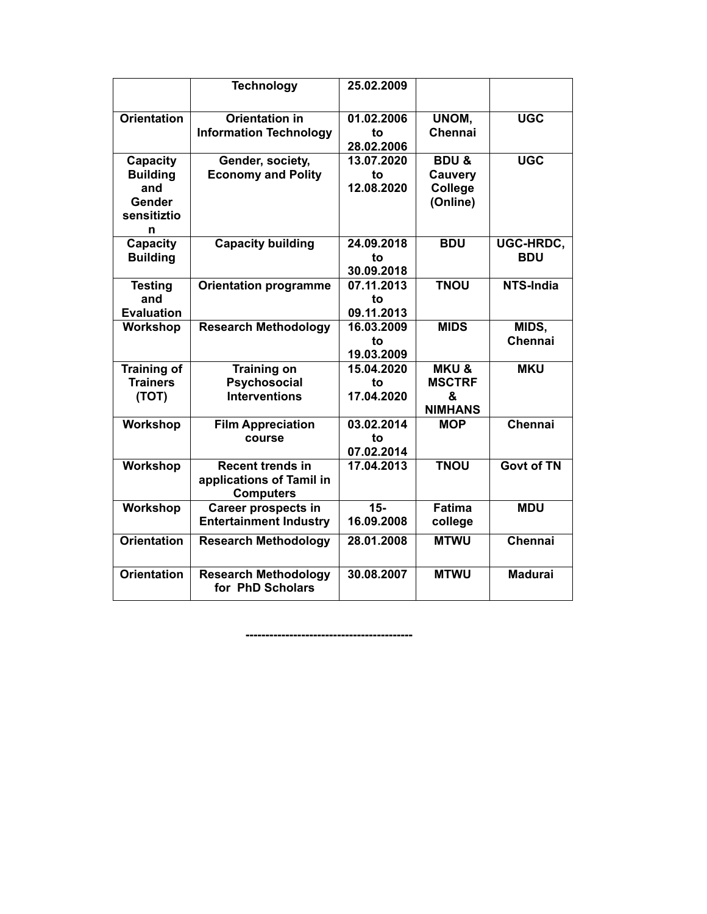| | | | | |
|---|---|---|---|---|
| | **Technology** | **25.02.2009** | | |
| **Orientation** | **Orientation in Information Technology** | **01.02.2006 to 28.02.2006** | **UNOM, Chennai** | **UGC** |
| **Capacity Building and Gender sensitiztion** | **Gender, society, Economy and Polity** | **13.07.2020 to 12.08.2020** | **BDU & Cauvery College (Online)** | **UGC** |
| **Capacity Building** | **Capacity building** | **24.09.2018 to 30.09.2018** | **BDU** | **UGC-HRDC, BDU** |
| **Testing and Evaluation** | **Orientation programme** | **07.11.2013 to 09.11.2013** | **TNOU** | **NTS-India** |
| **Workshop** | **Research Methodology** | **16.03.2009 to 19.03.2009** | **MIDS** | **MIDS, Chennai** |
| **Training of Trainers (TOT)** | **Training on Psychosocial Interventions** | **15.04.2020 to 17.04.2020** | **MKU & MSCTRF & NIMHANS** | **MKU** |
| **Workshop** | **Film Appreciation course** | **03.02.2014 to 07.02.2014** | **MOP** | **Chennai** |
| **Workshop** | **Recent trends in applications of Tamil in Computers** | **17.04.2013** | **TNOU** | **Govt of TN** |
| **Workshop** | **Career prospects in Entertainment Industry** | **15-16.09.2008** | **Fatima college** | **MDU** |
| **Orientation** | **Research Methodology** | **28.01.2008** | **MTWU** | **Chennai** |
| **Orientation** | **Research Methodology for PhD Scholars** | **30.08.2007** | **MTWU** | **Madurai** |

**-----------------------------------------**